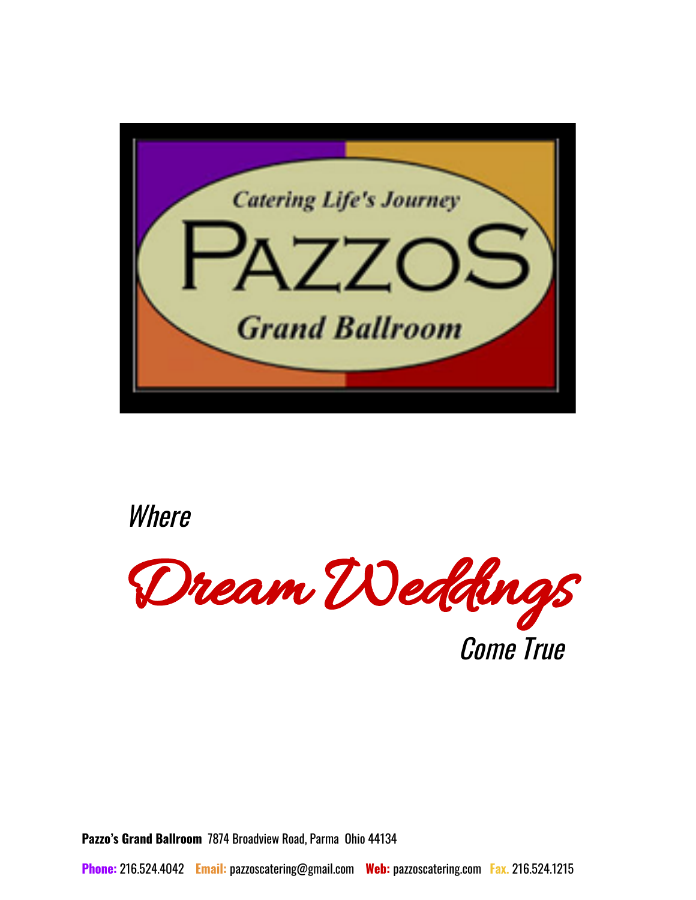Catering Life's Journey

# PAZZOS

Grand Ballroom

*Where*

# *Dream Weddings*

*Come True*

**Pazzo's Grand Ballroom** 7874 Broadview Road, Parma Ohio 44134

**Phone:** 216.524.4042 **Email:** pazzoscatering@gmail.com **Web:** pazzoscatering.com **Fax.** 216.524.1215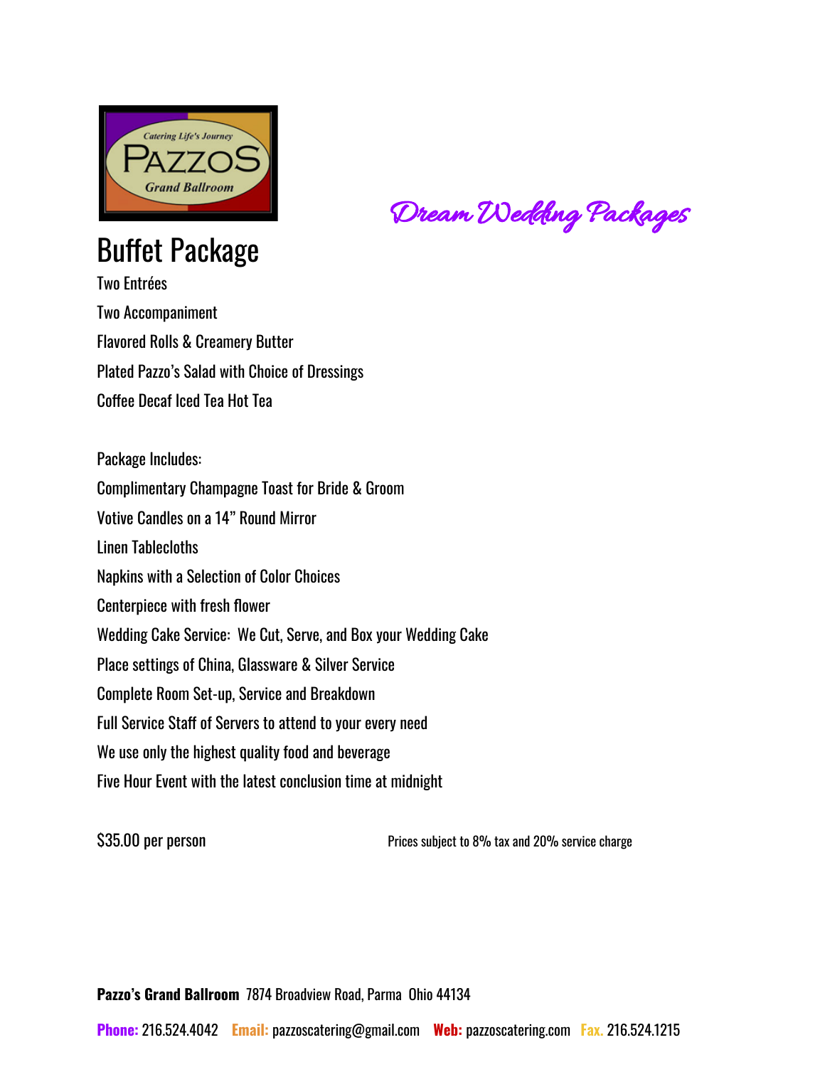Catering Life's Journey
PAZZOS
Grand Ballroom

*Dream Wedding Packages*

## Buffet Package

Two Entrées

Two Accompaniment

Flavored Rolls & Creamery Butter

Plated Pazzo's Salad with Choice of Dressings

Coffee Decaf Iced Tea Hot Tea

Package Includes:

Complimentary Champagne Toast for Bride & Groom

Votive Candles on a 14" Round Mirror

Linen Tablecloths

Napkins with a Selection of Color Choices

Centerpiece with fresh flower

Wedding Cake Service: We Cut, Serve, and Box your Wedding Cake

Place settings of China, Glassware & Silver Service

Complete Room Set-up, Service and Breakdown

Full Service Staff of Servers to attend to your every need

We use only the highest quality food and beverage

Five Hour Event with the latest conclusion time at midnight

$35.00 per person

Prices subject to 8% tax and 20% service charge

**Pazzo's Grand Ballroom** 7874 Broadview Road, Parma Ohio 44134

**Phone:** 216.524.4042 **Email:** pazzoscatering@gmail.com **Web:** pazzoscatering.com **Fax.** 216.524.1215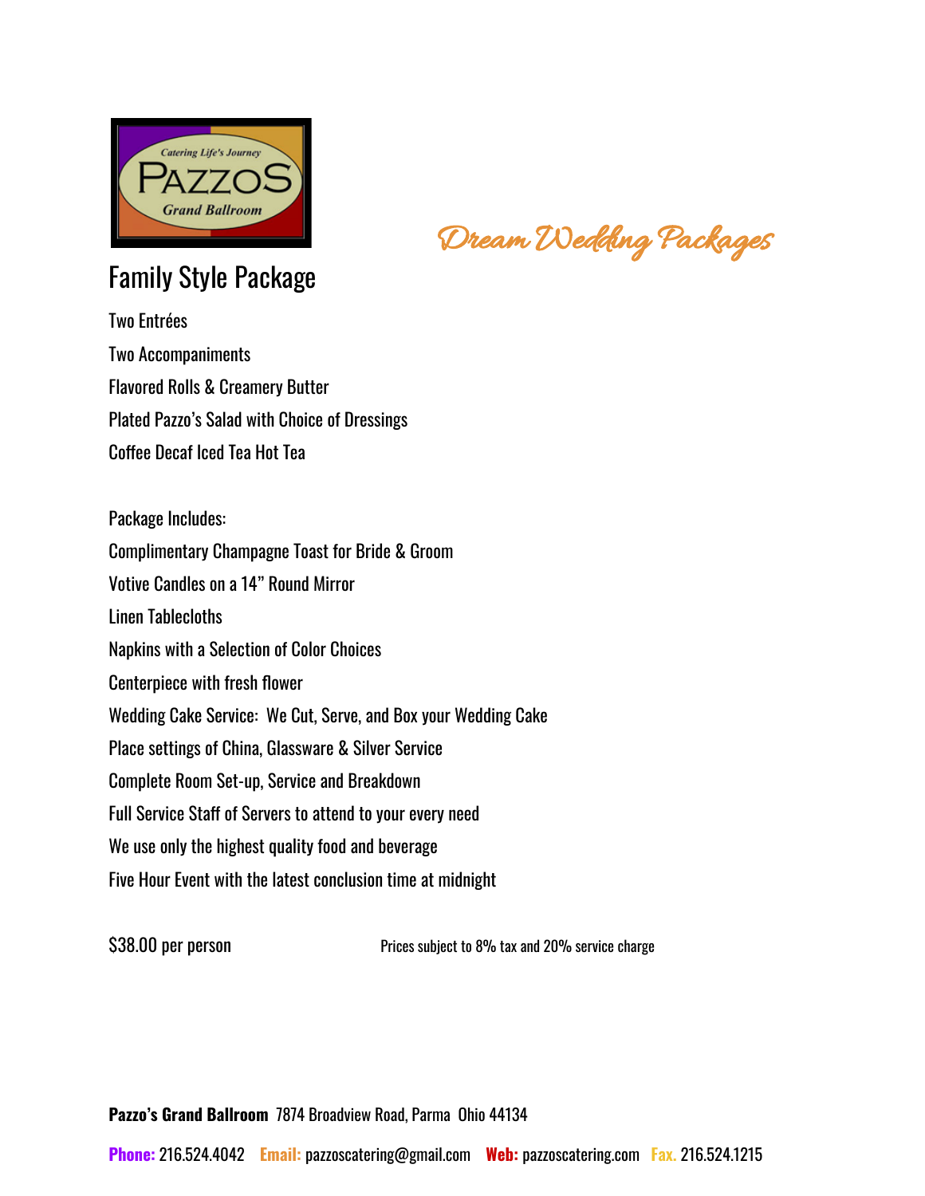Dream Wedding Packages

## Family Style Package

Two Entrées

Two Accompaniments

Flavored Rolls & Creamery Butter

Plated Pazzo's Salad with Choice of Dressings

Coffee Decaf Iced Tea Hot Tea

Package Includes:

Complimentary Champagne Toast for Bride & Groom

Votive Candles on a 14" Round Mirror

Linen Tablecloths

Napkins with a Selection of Color Choices

Centerpiece with fresh flower

Wedding Cake Service: We Cut, Serve, and Box your Wedding Cake

Place settings of China, Glassware & Silver Service

Complete Room Set-up, Service and Breakdown

Full Service Staff of Servers to attend to your every need

We use only the highest quality food and beverage

Five Hour Event with the latest conclusion time at midnight

$38.00 per person

Prices subject to 8% tax and 20% service charge

**Pazzo's Grand Ballroom** 7874 Broadview Road, Parma Ohio 44134

**Phone:** 216.524.4042 **Email:** pazzoscatering@gmail.com **Web:** pazzoscatering.com **Fax.** 216.524.1215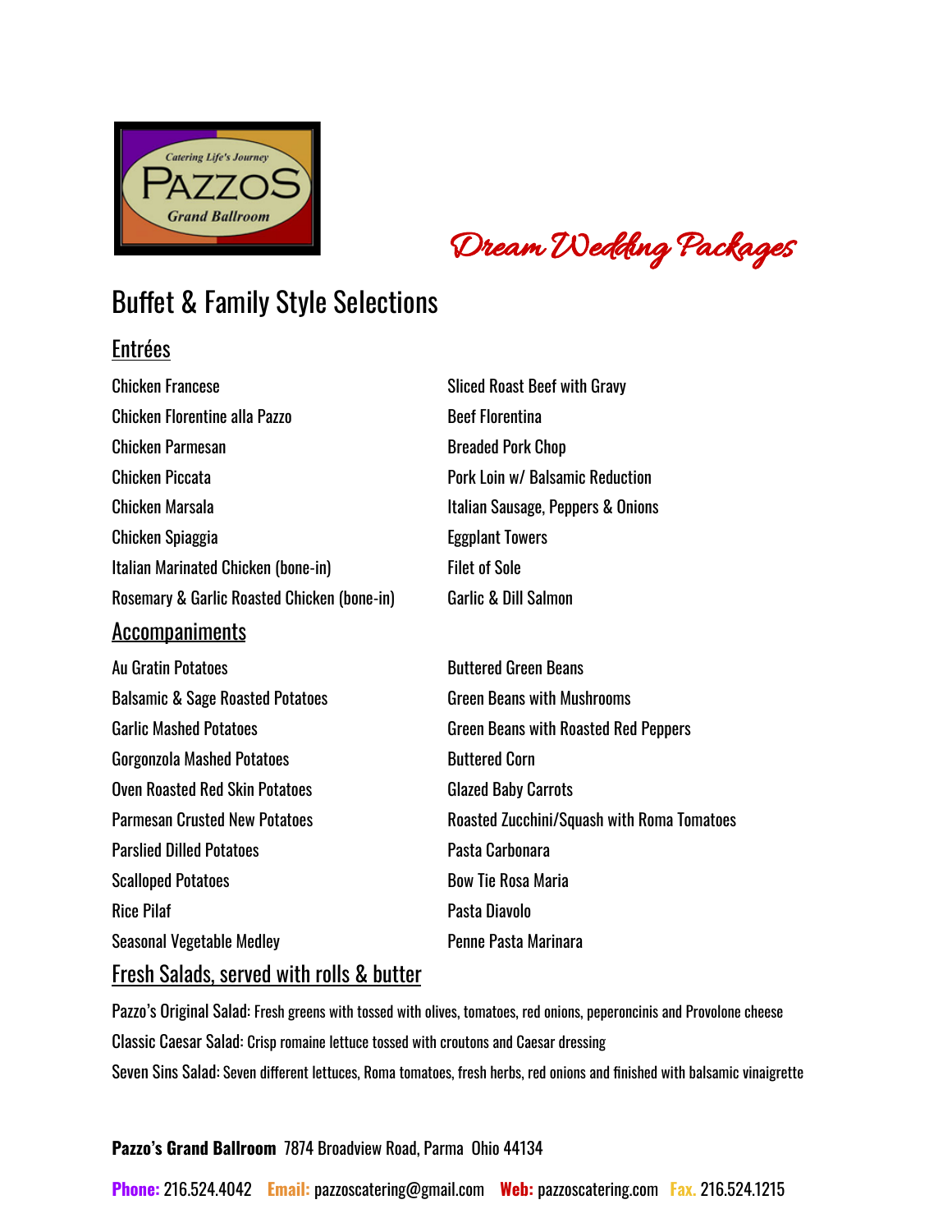Catering Life's Journey
PAZZOS
Grand Ballroom

*Dream Wedding Packages*

# Buffet & Family Style Selections

## Entrées

Chicken Francese
Chicken Florentine alla Pazzo
Chicken Parmesan
Chicken Piccata
Chicken Marsala
Chicken Spiaggia
Italian Marinated Chicken (bone-in)
Rosemary & Garlic Roasted Chicken (bone-in)
Sliced Roast Beef with Gravy
Beef Florentina
Breaded Pork Chop
Pork Loin w/ Balsamic Reduction
Italian Sausage, Peppers & Onions
Eggplant Towers
Filet of Sole
Garlic & Dill Salmon

## Accompaniments

Au Gratin Potatoes
Balsamic & Sage Roasted Potatoes
Garlic Mashed Potatoes
Gorgonzola Mashed Potatoes
Oven Roasted Red Skin Potatoes
Parmesan Crusted New Potatoes
Parslied Dilled Potatoes
Scalloped Potatoes
Rice Pilaf
Seasonal Vegetable Medley
Buttered Green Beans
Green Beans with Mushrooms
Green Beans with Roasted Red Peppers
Buttered Corn
Glazed Baby Carrots
Roasted Zucchini/Squash with Roma Tomatoes
Pasta Carbonara
Bow Tie Rosa Maria
Pasta Diavolo
Penne Pasta Marinara

## Fresh Salads, served with rolls & butter

Pazzo's Original Salad: Fresh greens with tossed with olives, tomatoes, red onions, peperoncinis and Provolone cheese
Classic Caesar Salad: Crisp romaine lettuce tossed with croutons and Caesar dressing
Seven Sins Salad: Seven different lettuces, Roma tomatoes, fresh herbs, red onions and finished with balsamic vinaigrette

**Pazzo's Grand Ballroom** 7874 Broadview Road, Parma Ohio 44134

**Phone:** 216.524.4042 **Email:** pazzoscatering@gmail.com **Web:** pazzoscatering.com **Fax.** 216.524.1215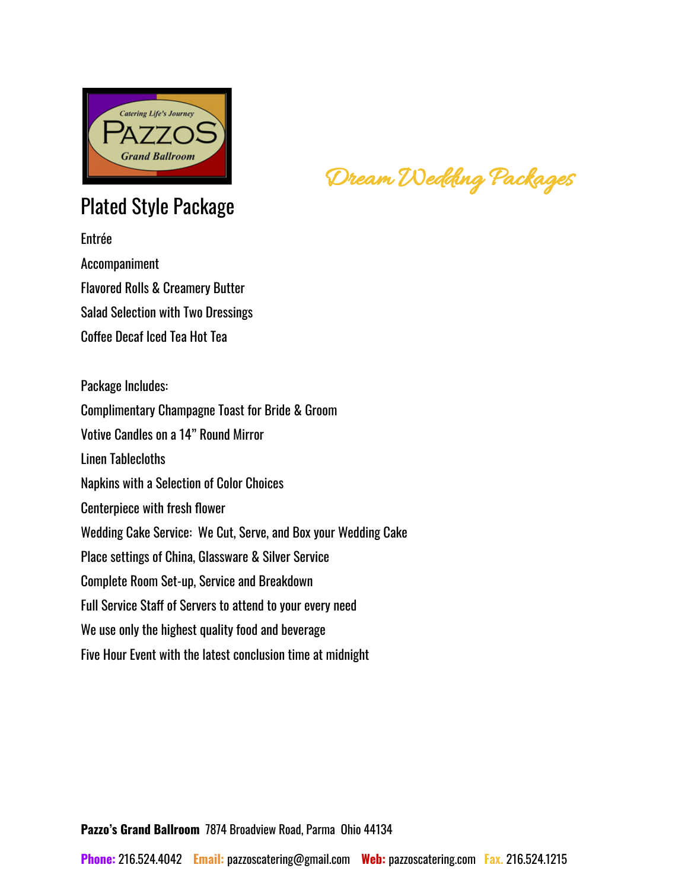Dream Wedding Packages

## Plated Style Package

Entrée

Accompaniment

Flavored Rolls & Creamery Butter

Salad Selection with Two Dressings

Coffee Decaf Iced Tea Hot Tea

Package Includes:

Complimentary Champagne Toast for Bride & Groom

Votive Candles on a 14" Round Mirror

Linen Tablecloths

Napkins with a Selection of Color Choices

Centerpiece with fresh flower

Wedding Cake Service: We Cut, Serve, and Box your Wedding Cake

Place settings of China, Glassware & Silver Service

Complete Room Set-up, Service and Breakdown

Full Service Staff of Servers to attend to your every need

We use only the highest quality food and beverage

Five Hour Event with the latest conclusion time at midnight

**Pazzo's Grand Ballroom** 7874 Broadview Road, Parma Ohio 44134

**Phone:** 216.524.4042 **Email:** pazzoscatering@gmail.com **Web:** pazzoscatering.com **Fax.** 216.524.1215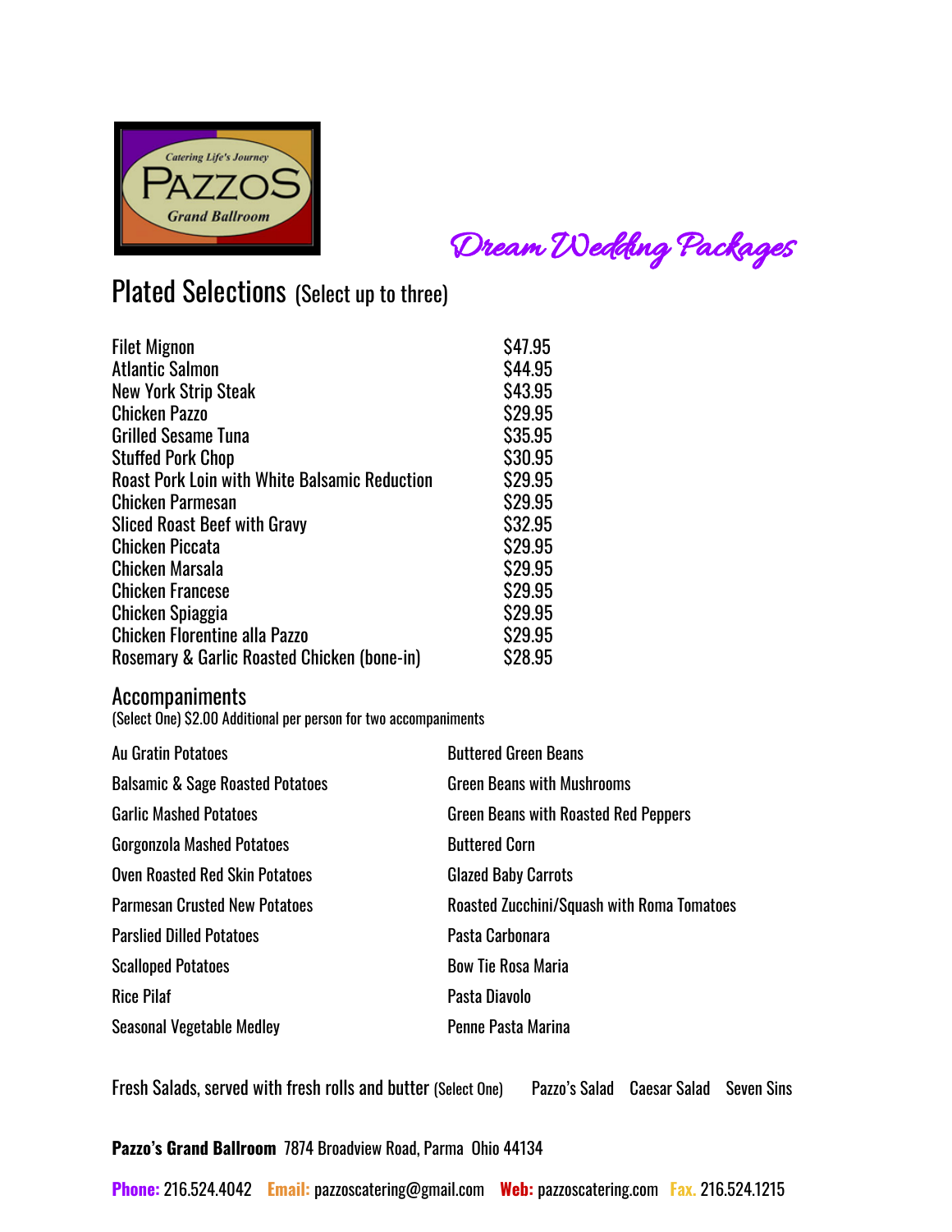Catering Life's Journey

PAZZOS

Grand Ballroom

*Dream Wedding Packages*

## Plated Selections (Select up to three)

| | |
|---|---|
| Filet Mignon | $47.95 |
| Atlantic Salmon | $44.95 |
| New York Strip Steak | $43.95 |
| Chicken Pazzo | $29.95 |
| Grilled Sesame Tuna | $35.95 |
| Stuffed Pork Chop | $30.95 |
| Roast Pork Loin with White Balsamic Reduction | $29.95 |
| Chicken Parmesan | $29.95 |
| Sliced Roast Beef with Gravy | $32.95 |
| Chicken Piccata | $29.95 |
| Chicken Marsala | $29.95 |
| Chicken Francese | $29.95 |
| Chicken Spiaggia | $29.95 |
| Chicken Florentine alla Pazzo | $29.95 |
| Rosemary & Garlic Roasted Chicken (bone-in) | $28.95 |

## Accompaniments

(Select One) $2.00 Additional per person for two accompaniments

| | |
|---|---|
| Au Gratin Potatoes | Buttered Green Beans |
| Balsamic & Sage Roasted Potatoes | Green Beans with Mushrooms |
| Garlic Mashed Potatoes | Green Beans with Roasted Red Peppers |
| Gorgonzola Mashed Potatoes | Buttered Corn |
| Oven Roasted Red Skin Potatoes | Glazed Baby Carrots |
| Parmesan Crusted New Potatoes | Roasted Zucchini/Squash with Roma Tomatoes |
| Parslied Dilled Potatoes | Pasta Carbonara |
| Scalloped Potatoes | Bow Tie Rosa Maria |
| Rice Pilaf | Pasta Diavolo |
| Seasonal Vegetable Medley | Penne Pasta Marina |

Fresh Salads, served with fresh rolls and butter (Select One) Pazzo's Salad Caesar Salad Seven Sins

**Pazzo's Grand Ballroom** 7874 Broadview Road, Parma Ohio 44134

**Phone:** 216.524.4042 **Email:** pazzoscatering@gmail.com **Web:** pazzoscatering.com **Fax.** 216.524.1215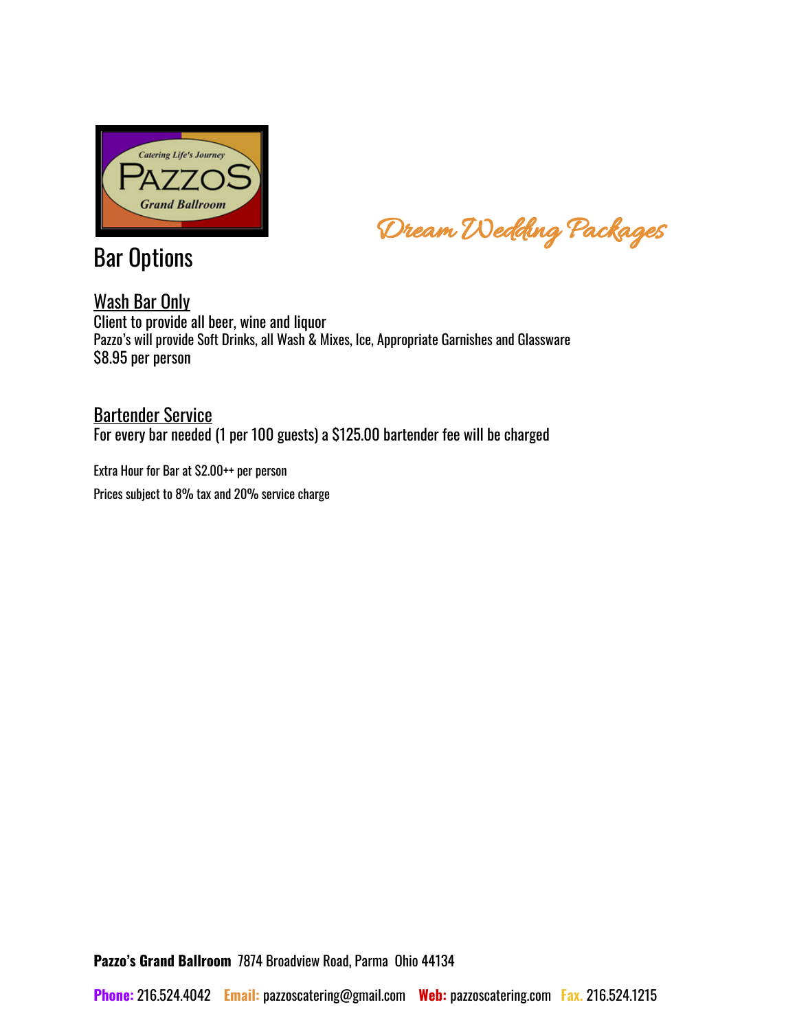Dream Wedding Packages

# Bar Options

## Wash Bar Only

Client to provide all beer, wine and liquor

Pazzo's will provide Soft Drinks, all Wash & Mixes, Ice, Appropriate Garnishes and Glassware

$8.95 per person

## Bartender Service

For every bar needed (1 per 100 guests) a $125.00 bartender fee will be charged

Extra Hour for Bar at $2.00++ per person

Prices subject to 8% tax and 20% service charge

**Pazzo's Grand Ballroom** 7874 Broadview Road, Parma Ohio 44134

**Phone:** 216.524.4042 **Email:** pazzoscatering@gmail.com **Web:** pazzoscatering.com **Fax.** 216.524.1215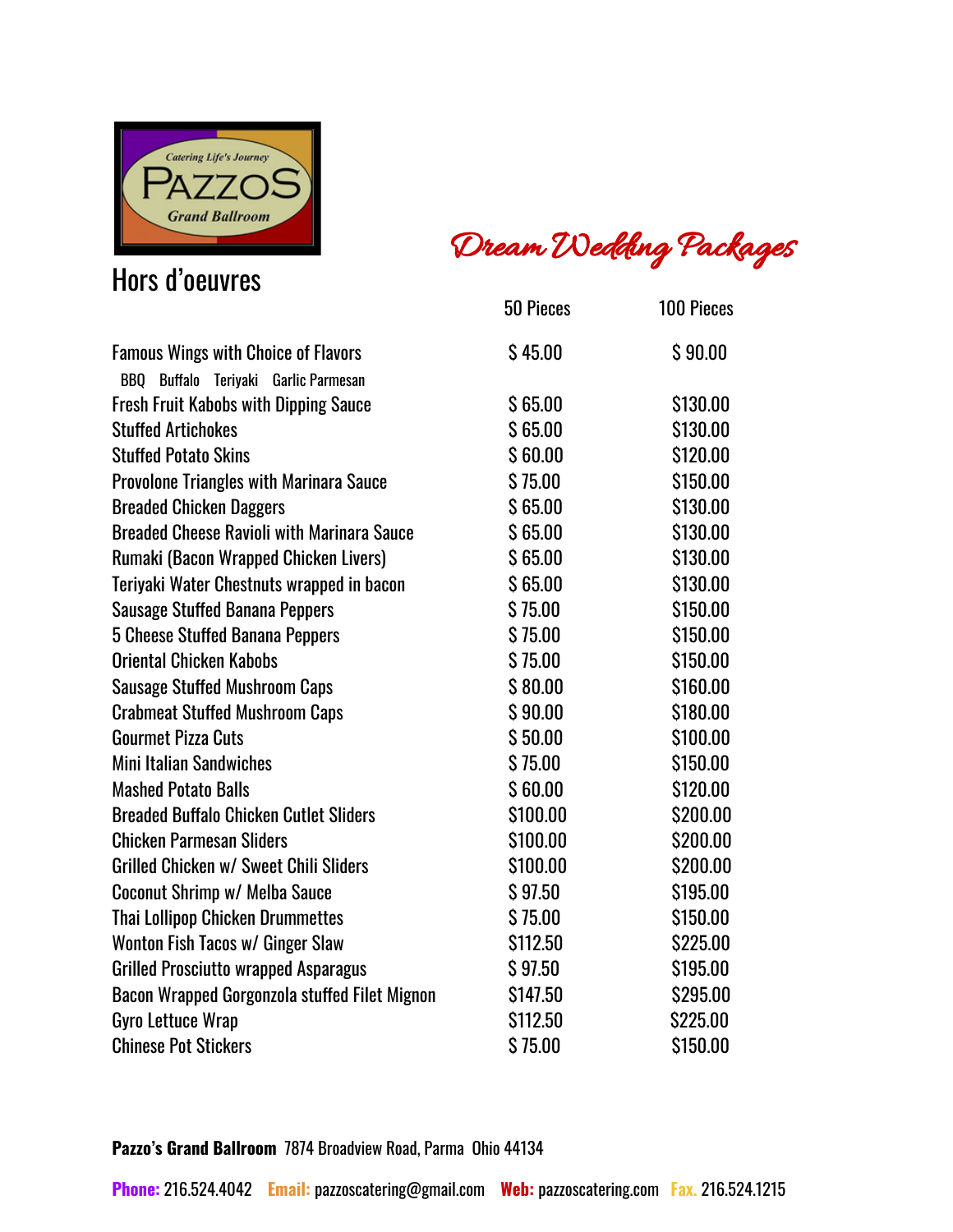# Dream Wedding Packages

## Hors d'oeuvres

| | 50 Pieces | 100 Pieces |
|---|---|---|
| Famous Wings with Choice of Flavors<br>BBQ Buffalo Teriyaki Garlic Parmesan | $ 45.00 | $ 90.00 |
| Fresh Fruit Kabobs with Dipping Sauce | $ 65.00 | $130.00 |
| Stuffed Artichokes | $ 65.00 | $130.00 |
| Stuffed Potato Skins | $ 60.00 | $120.00 |
| Provolone Triangles with Marinara Sauce | $ 75.00 | $150.00 |
| Breaded Chicken Daggers | $ 65.00 | $130.00 |
| Breaded Cheese Ravioli with Marinara Sauce | $ 65.00 | $130.00 |
| Rumaki (Bacon Wrapped Chicken Livers) | $ 65.00 | $130.00 |
| Teriyaki Water Chestnuts wrapped in bacon | $ 65.00 | $130.00 |
| Sausage Stuffed Banana Peppers | $ 75.00 | $150.00 |
| 5 Cheese Stuffed Banana Peppers | $ 75.00 | $150.00 |
| Oriental Chicken Kabobs | $ 75.00 | $150.00 |
| Sausage Stuffed Mushroom Caps | $ 80.00 | $160.00 |
| Crabmeat Stuffed Mushroom Caps | $ 90.00 | $180.00 |
| Gourmet Pizza Cuts | $ 50.00 | $100.00 |
| Mini Italian Sandwiches | $ 75.00 | $150.00 |
| Mashed Potato Balls | $ 60.00 | $120.00 |
| Breaded Buffalo Chicken Cutlet Sliders | $100.00 | $200.00 |
| Chicken Parmesan Sliders | $100.00 | $200.00 |
| Grilled Chicken w/ Sweet Chili Sliders | $100.00 | $200.00 |
| Coconut Shrimp w/ Melba Sauce | $ 97.50 | $195.00 |
| Thai Lollipop Chicken Drummettes | $ 75.00 | $150.00 |
| Wonton Fish Tacos w/ Ginger Slaw | $112.50 | $225.00 |
| Grilled Prosciutto wrapped Asparagus | $ 97.50 | $195.00 |
| Bacon Wrapped Gorgonzola stuffed Filet Mignon | $147.50 | $295.00 |
| Gyro Lettuce Wrap | $112.50 | $225.00 |
| Chinese Pot Stickers | $ 75.00 | $150.00 |

**Pazzo's Grand Ballroom** 7874 Broadview Road, Parma Ohio 44134

**Phone:** 216.524.4042 **Email:** pazzoscatering@gmail.com **Web:** pazzoscatering.com **Fax.** 216.524.1215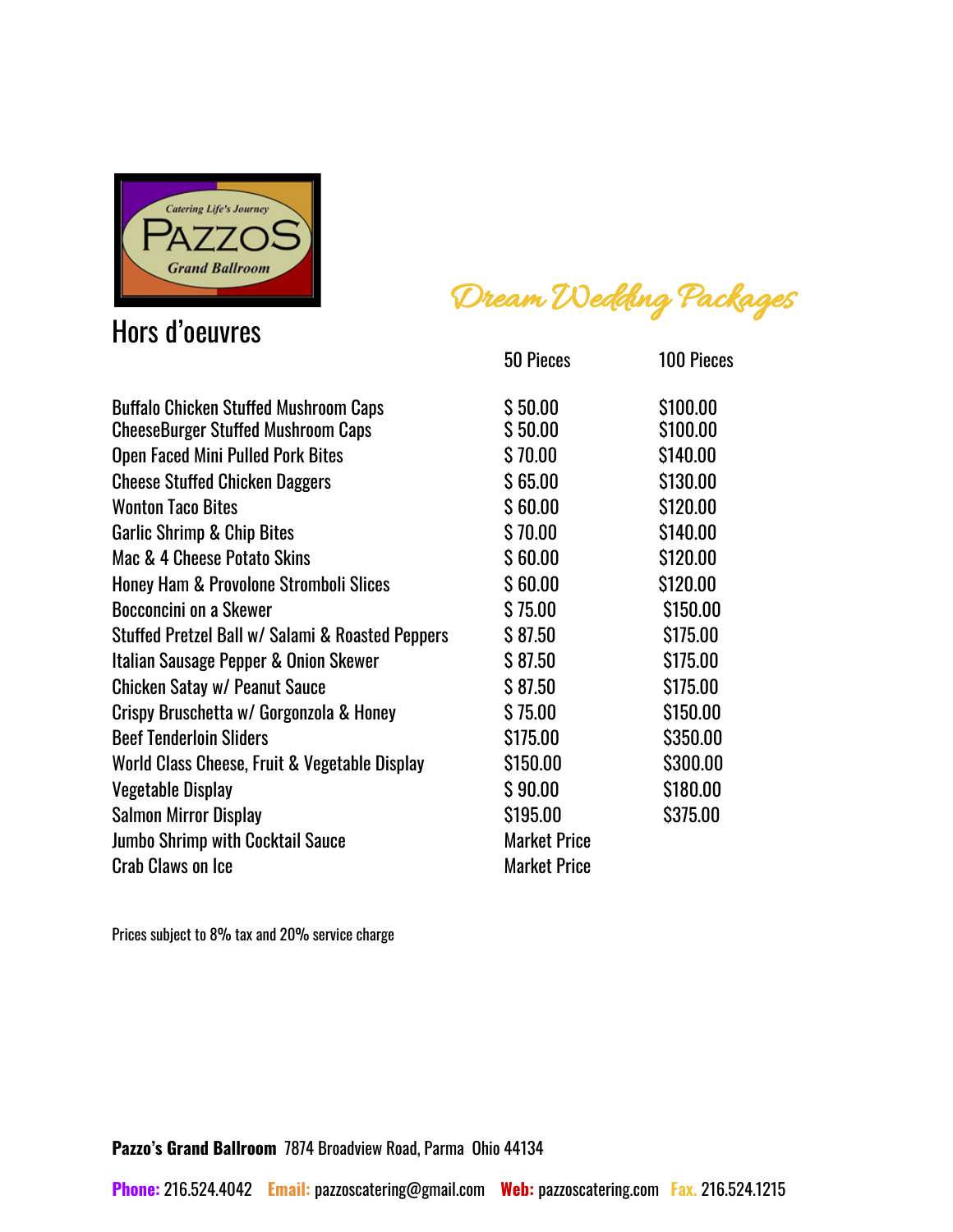Catering Life's Journey
PAZZOS
Grand Ballroom

# Dream Wedding Packages

## Hors d'oeuvres

| | 50 Pieces | 100 Pieces |
|---|---|---|
| Buffalo Chicken Stuffed Mushroom Caps | $ 50.00 | $100.00 |
| CheeseBurger Stuffed Mushroom Caps | $ 50.00 | $100.00 |
| Open Faced Mini Pulled Pork Bites | $ 70.00 | $140.00 |
| Cheese Stuffed Chicken Daggers | $ 65.00 | $130.00 |
| Wonton Taco Bites | $ 60.00 | $120.00 |
| Garlic Shrimp & Chip Bites | $ 70.00 | $140.00 |
| Mac & 4 Cheese Potato Skins | $ 60.00 | $120.00 |
| Honey Ham & Provolone Stromboli Slices | $ 60.00 | $120.00 |
| Bocconcini on a Skewer | $ 75.00 | $150.00 |
| Stuffed Pretzel Ball w/ Salami & Roasted Peppers | $ 87.50 | $175.00 |
| Italian Sausage Pepper & Onion Skewer | $ 87.50 | $175.00 |
| Chicken Satay w/ Peanut Sauce | $ 87.50 | $175.00 |
| Crispy Bruschetta w/ Gorgonzola & Honey | $ 75.00 | $150.00 |
| Beef Tenderloin Sliders | $175.00 | $350.00 |
| World Class Cheese, Fruit & Vegetable Display | $150.00 | $300.00 |
| Vegetable Display | $ 90.00 | $180.00 |
| Salmon Mirror Display | $195.00 | $375.00 |
| Jumbo Shrimp with Cocktail Sauce | Market Price | |
| Crab Claws on Ice | Market Price | |

Prices subject to 8% tax and 20% service charge

**Pazzo's Grand Ballroom** 7874 Broadview Road, Parma Ohio 44134

**Phone:** 216.524.4042 **Email:** pazzoscatering@gmail.com **Web:** pazzoscatering.com **Fax.** 216.524.1215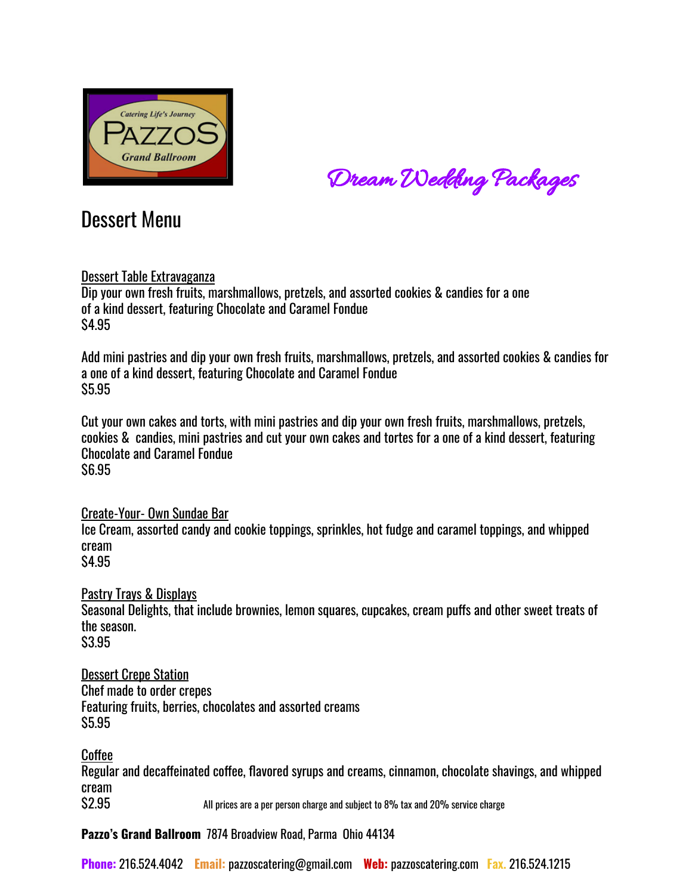Catering Life's Journey
PAZZOS
Grand Ballroom

*Dream Wedding Packages*

# Dessert Menu

Dessert Table Extravaganza
Dip your own fresh fruits, marshmallows, pretzels, and assorted cookies & candies for a one of a kind dessert, featuring Chocolate and Caramel Fondue
$4.95

Add mini pastries and dip your own fresh fruits, marshmallows, pretzels, and assorted cookies & candies for a one of a kind dessert, featuring Chocolate and Caramel Fondue
$5.95

Cut your own cakes and torts, with mini pastries and dip your own fresh fruits, marshmallows, pretzels, cookies & candies, mini pastries and cut your own cakes and tortes for a one of a kind dessert, featuring Chocolate and Caramel Fondue
$6.95

Create-Your- Own Sundae Bar
Ice Cream, assorted candy and cookie toppings, sprinkles, hot fudge and caramel toppings, and whipped cream
$4.95

Pastry Trays & Displays
Seasonal Delights, that include brownies, lemon squares, cupcakes, cream puffs and other sweet treats of the season.
$3.95

Dessert Crepe Station
Chef made to order crepes
Featuring fruits, berries, chocolates and assorted creams
$5.95

Coffee
Regular and decaffeinated coffee, flavored syrups and creams, cinnamon, chocolate shavings, and whipped cream
$2.95

All prices are a per person charge and subject to 8% tax and 20% service charge

**Pazzo's Grand Ballroom** 7874 Broadview Road, Parma Ohio 44134

**Phone:** 216.524.4042 **Email:** pazzoscatering@gmail.com **Web:** pazzoscatering.com **Fax.** 216.524.1215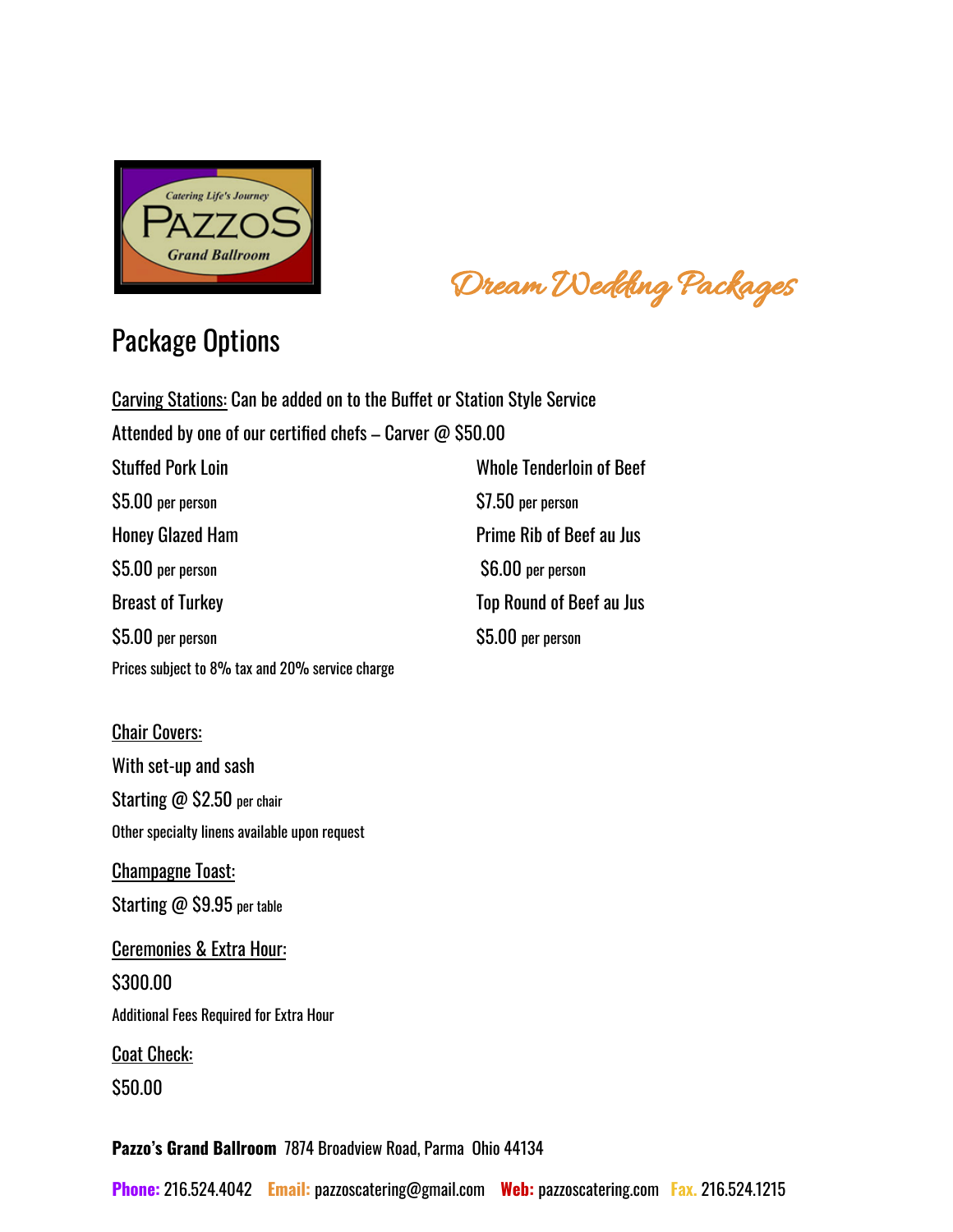Catering Life's Journey
PAZZOS
Grand Ballroom

*Dream Wedding Packages*

# Package Options

Carving Stations: Can be added on to the Buffet or Station Style Service

Attended by one of our certified chefs – Carver @ $50.00

Stuffed Pork Loin
$5.00 per person

Honey Glazed Ham
$5.00 per person

Breast of Turkey
$5.00 per person

Whole Tenderloin of Beef
$7.50 per person

Prime Rib of Beef au Jus
$6.00 per person

Top Round of Beef au Jus
$5.00 per person

Prices subject to 8% tax and 20% service charge

Chair Covers:

With set-up and sash

Starting @ $2.50 per chair

Other specialty linens available upon request

Champagne Toast:

Starting @ $9.95 per table

Ceremonies & Extra Hour:

$300.00

Additional Fees Required for Extra Hour

Coat Check:

$50.00

**Pazzo's Grand Ballroom** 7874 Broadview Road, Parma Ohio 44134

**Phone:** 216.524.4042 **Email:** pazzoscatering@gmail.com **Web:** pazzoscatering.com **Fax.** 216.524.1215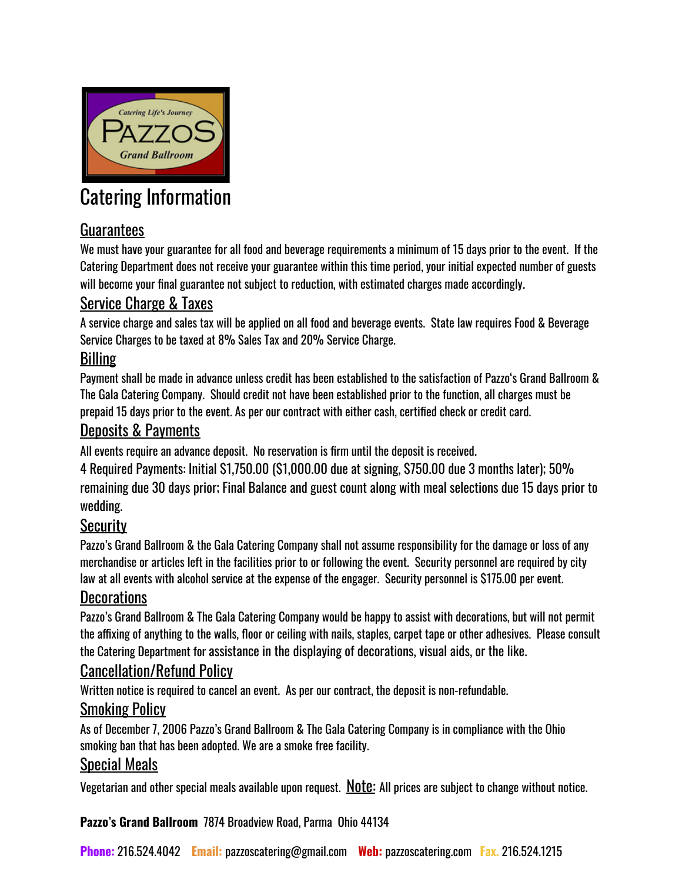Catering Life's Journey
PAZZOS
Grand Ballroom

# Catering Information

## Guarantees

We must have your guarantee for all food and beverage requirements a minimum of 15 days prior to the event. If the Catering Department does not receive your guarantee within this time period, your initial expected number of guests will become your final guarantee not subject to reduction, with estimated charges made accordingly.

## Service Charge & Taxes

A service charge and sales tax will be applied on all food and beverage events. State law requires Food & Beverage Service Charges to be taxed at 8% Sales Tax and 20% Service Charge.

## Billing

Payment shall be made in advance unless credit has been established to the satisfaction of Pazzo's Grand Ballroom & The Gala Catering Company. Should credit not have been established prior to the function, all charges must be prepaid 15 days prior to the event. As per our contract with either cash, certified check or credit card.

## Deposits & Payments

All events require an advance deposit. No reservation is firm until the deposit is received.

4 Required Payments: Initial $1,750.00 ($1,000.00 due at signing, $750.00 due 3 months later); 50% remaining due 30 days prior; Final Balance and guest count along with meal selections due 15 days prior to wedding.

## Security

Pazzo's Grand Ballroom & the Gala Catering Company shall not assume responsibility for the damage or loss of any merchandise or articles left in the facilities prior to or following the event. Security personnel are required by city law at all events with alcohol service at the expense of the engager. Security personnel is $175.00 per event.

## Decorations

Pazzo's Grand Ballroom & The Gala Catering Company would be happy to assist with decorations, but will not permit the affixing of anything to the walls, floor or ceiling with nails, staples, carpet tape or other adhesives. Please consult the Catering Department for assistance in the displaying of decorations, visual aids, or the like.

## Cancellation/Refund Policy

Written notice is required to cancel an event. As per our contract, the deposit is non-refundable.

## Smoking Policy

As of December 7, 2006 Pazzo's Grand Ballroom & The Gala Catering Company is in compliance with the Ohio smoking ban that has been adopted. We are a smoke free facility.

## Special Meals

Vegetarian and other special meals available upon request. Note: All prices are subject to change without notice.

**Pazzo's Grand Ballroom** 7874 Broadview Road, Parma Ohio 44134

**Phone:** 216.524.4042 **Email:** pazzoscatering@gmail.com **Web:** pazzoscatering.com **Fax.** 216.524.1215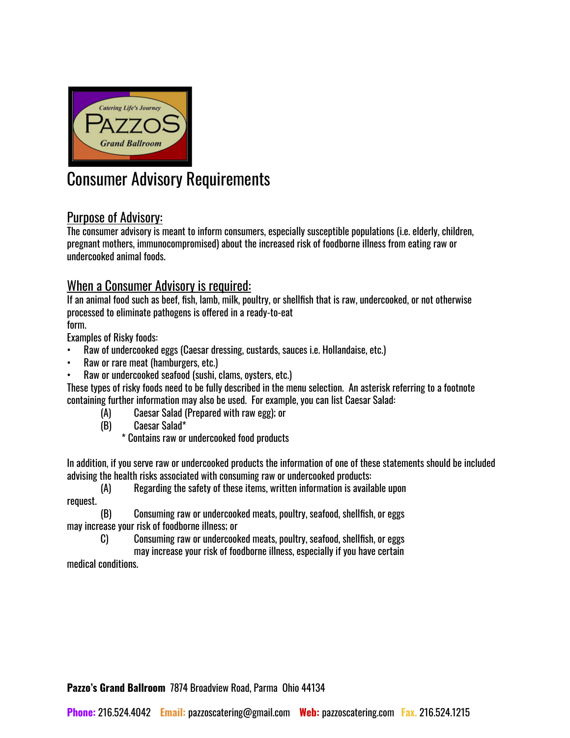# Consumer Advisory Requirements

## Purpose of Advisory:

The consumer advisory is meant to inform consumers, especially susceptible populations (i.e. elderly, children, pregnant mothers, immunocompromised) about the increased risk of foodborne illness from eating raw or undercooked animal foods.

## When a Consumer Advisory is required:

If an animal food such as beef, fish, lamb, milk, poultry, or shellfish that is raw, undercooked, or not otherwise processed to eliminate pathogens is offered in a ready-to-eat form.

Examples of Risky foods:

- Raw of undercooked eggs (Caesar dressing, custards, sauces i.e. Hollandaise, etc.)
- Raw or rare meat (hamburgers, etc.)
- Raw or undercooked seafood (sushi, clams, oysters, etc.)

These types of risky foods need to be fully described in the menu selection. An asterisk referring to a footnote containing further information may also be used. For example, you can list Caesar Salad:

(A) Caesar Salad (Prepared with raw egg); or

(B) Caesar Salad*

\* Contains raw or undercooked food products

In addition, if you serve raw or undercooked products the information of one of these statements should be included advising the health risks associated with consuming raw or undercooked products:

(A) Regarding the safety of these items, written information is available upon request.

(B) Consuming raw or undercooked meats, poultry, seafood, shellfish, or eggs may increase your risk of foodborne illness; or

C) Consuming raw or undercooked meats, poultry, seafood, shellfish, or eggs may increase your risk of foodborne illness, especially if you have certain medical conditions.

**Pazzo's Grand Ballroom** 7874 Broadview Road, Parma Ohio 44134

**Phone:** 216.524.4042 **Email:** pazzoscatering@gmail.com **Web:** pazzoscatering.com **Fax.** 216.524.1215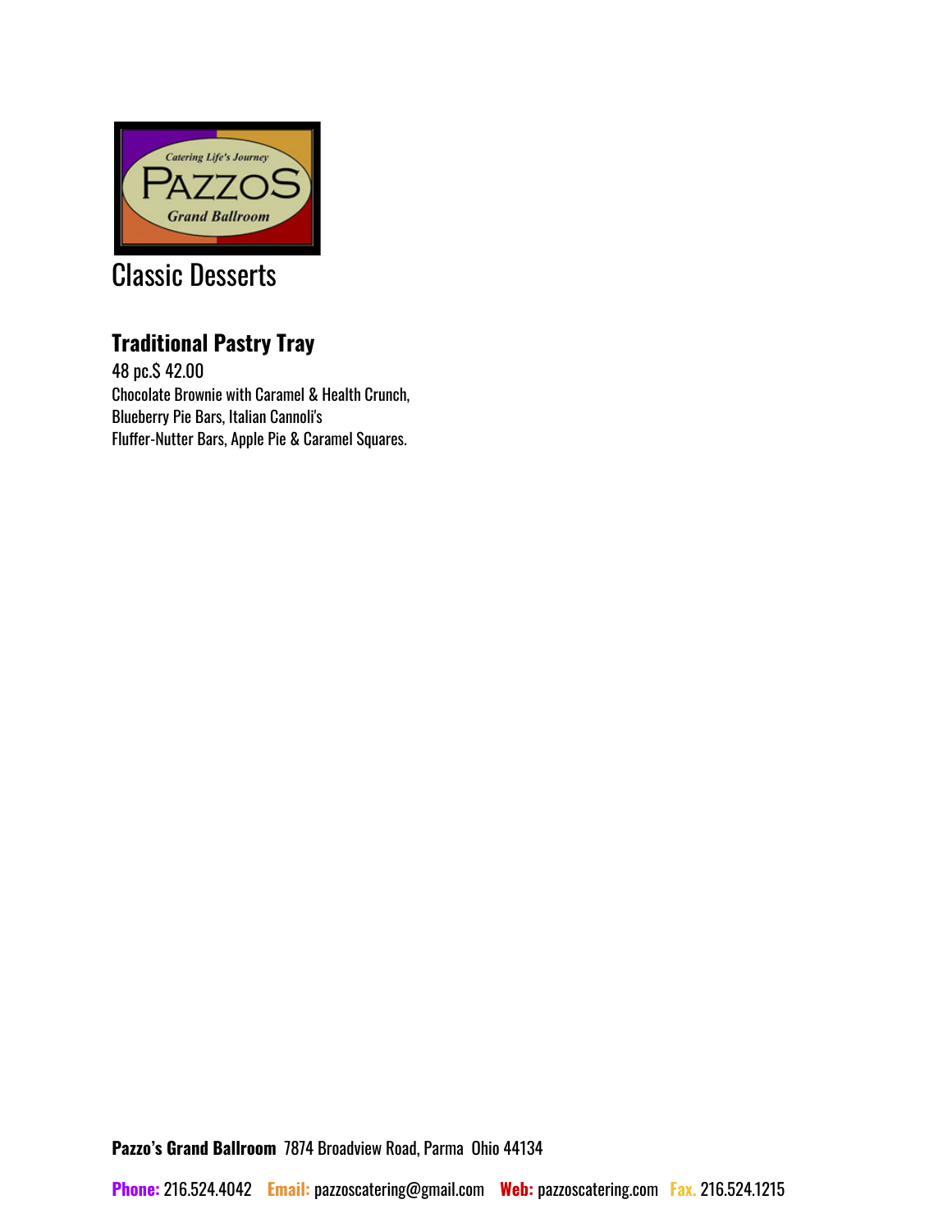# Classic Desserts

## Traditional Pastry Tray

48 pc.$ 42.00
Chocolate Brownie with Caramel & Health Crunch,
Blueberry Pie Bars, Italian Cannoli's
Fluffer-Nutter Bars, Apple Pie & Caramel Squares.

**Pazzo's Grand Ballroom** 7874 Broadview Road, Parma Ohio 44134

**Phone:** 216.524.4042 **Email:** pazzoscatering@gmail.com **Web:** pazzoscatering.com **Fax.** 216.524.1215